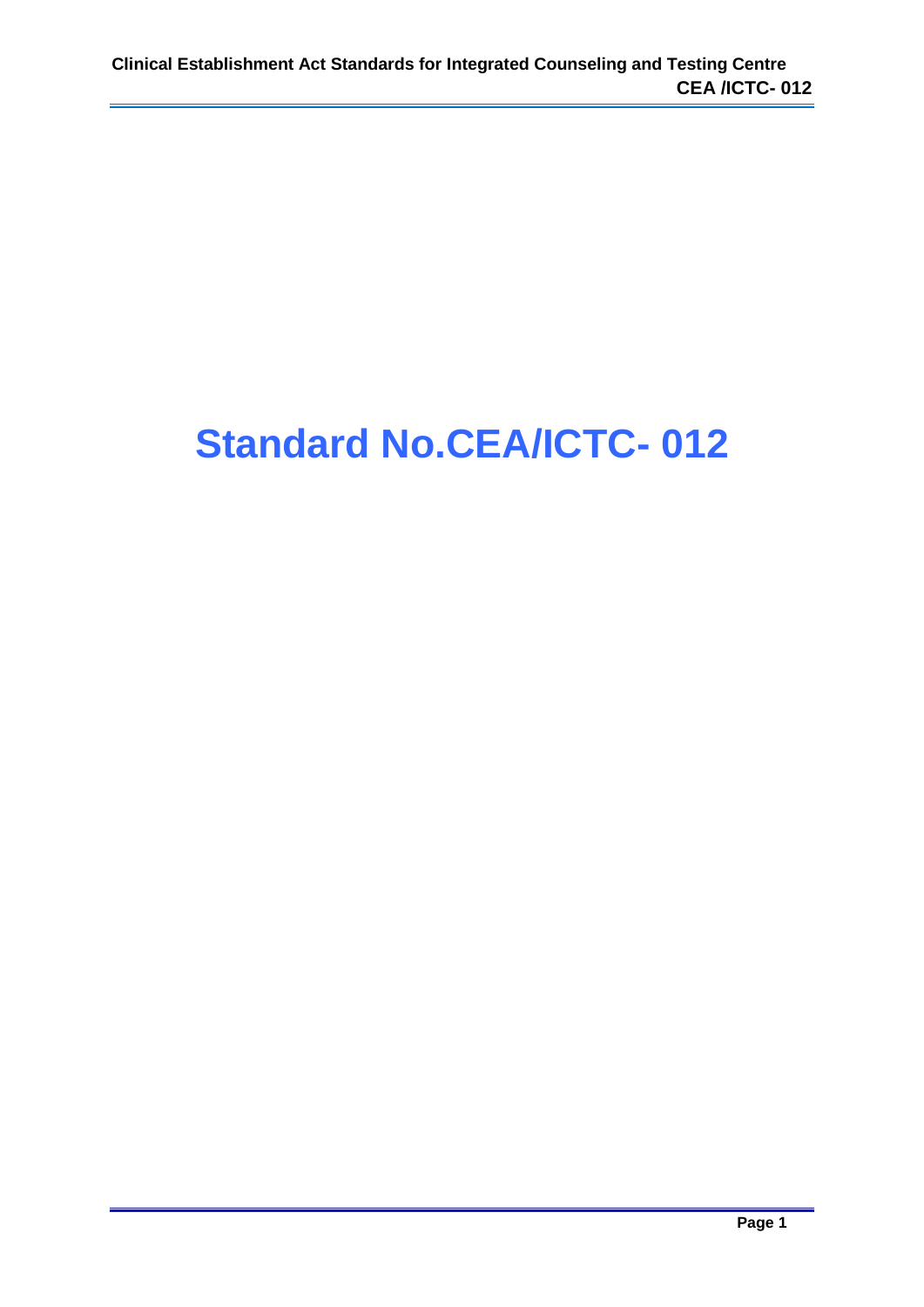# Standard No.CEA/ICTC- 012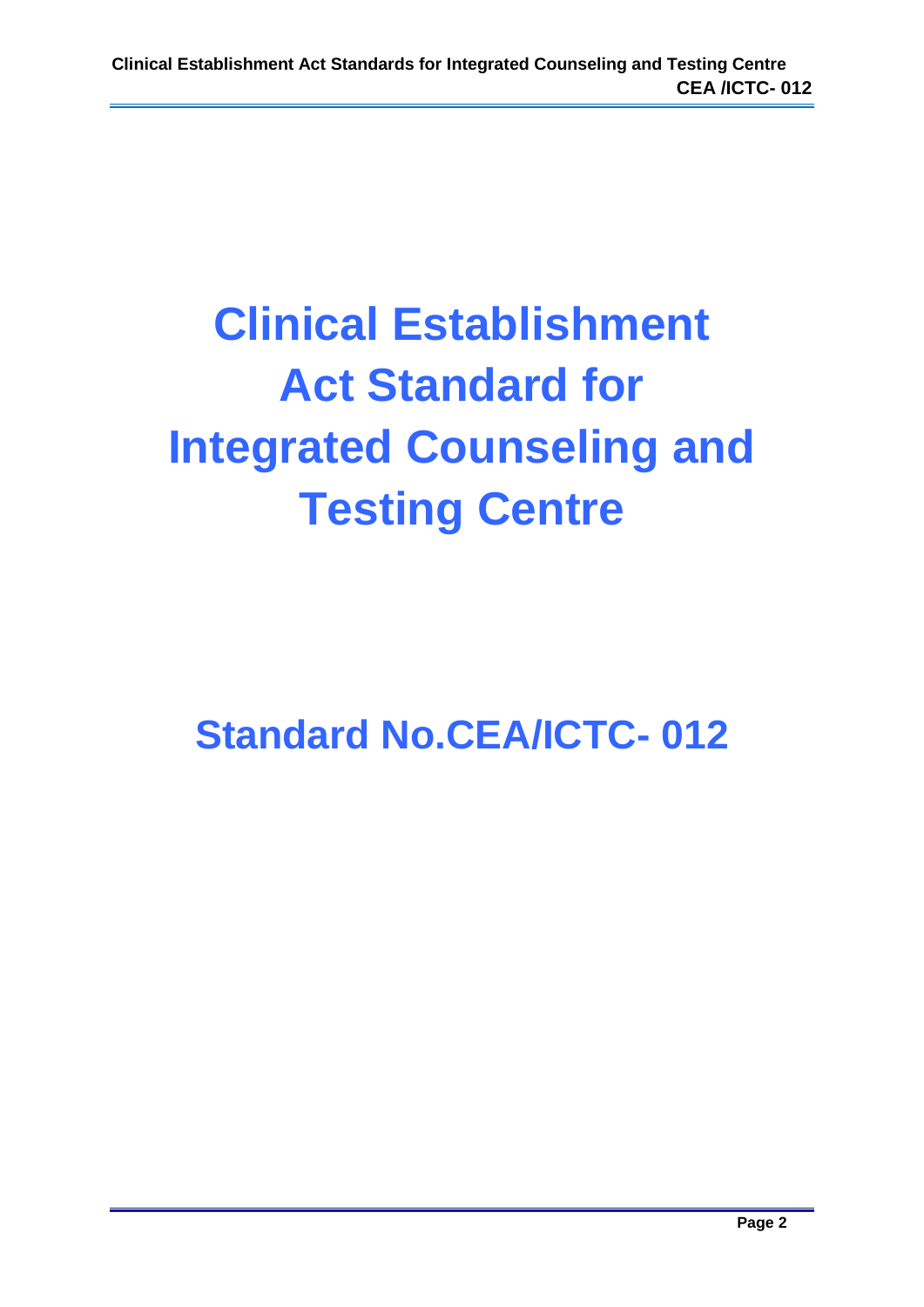# Clinical Establishment Act Standard for Integrated Counseling and Testing Centre

## Standard No.CEA/ICTC- 012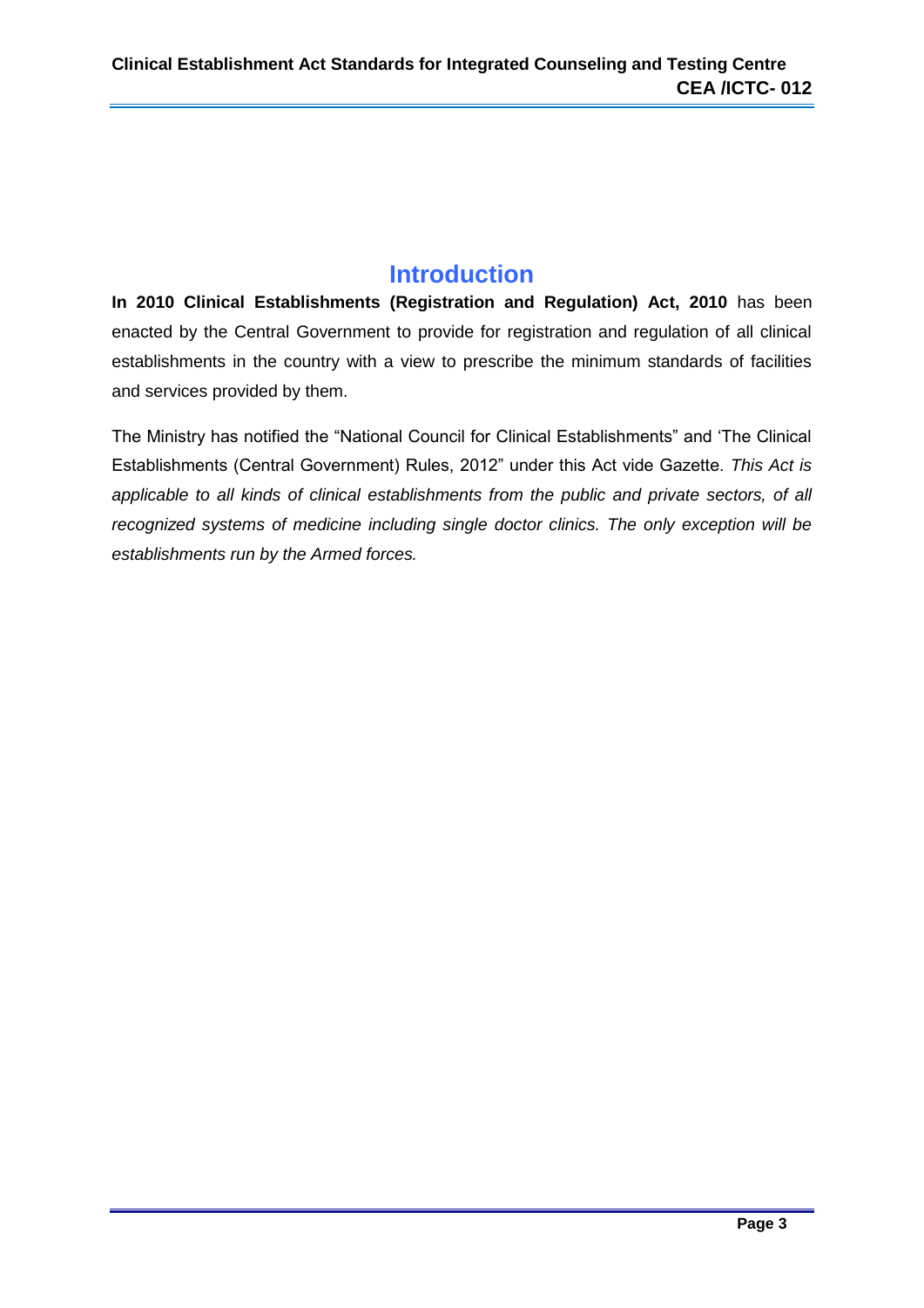# Introduction

**In 2010 Clinical Establishments (Registration and Regulation) Act, 2010** has been enacted by the Central Government to provide for registration and regulation of all clinical establishments in the country with a view to prescribe the minimum standards of facilities and services provided by them.

The Ministry has notified the "National Council for Clinical Establishments" and 'The Clinical Establishments (Central Government) Rules, 2012" under this Act vide Gazette. *This Act is applicable to all kinds of clinical establishments from the public and private sectors, of all recognized systems of medicine including single doctor clinics. The only exception will be establishments run by the Armed forces.*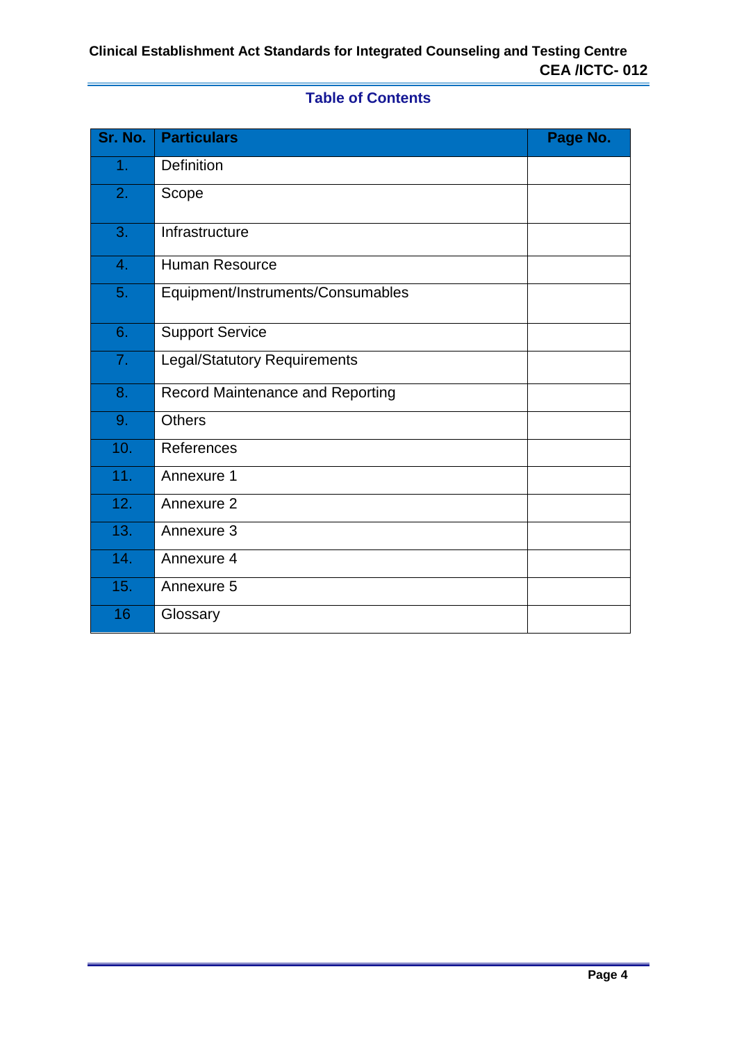## Table of Contents

| Sr. No. | Particulars | Page No. |
|---|---|---|
| 1. | Definition | |
| 2. | Scope | |
| 3. | Infrastructure | |
| 4. | Human Resource | |
| 5. | Equipment/Instruments/Consumables | |
| 6. | Support Service | |
| 7. | Legal/Statutory Requirements | |
| 8. | Record Maintenance and Reporting | |
| 9. | Others | |
| 10. | References | |
| 11. | Annexure 1 | |
| 12. | Annexure 2 | |
| 13. | Annexure 3 | |
| 14. | Annexure 4 | |
| 15. | Annexure 5 | |
| 16 | Glossary | |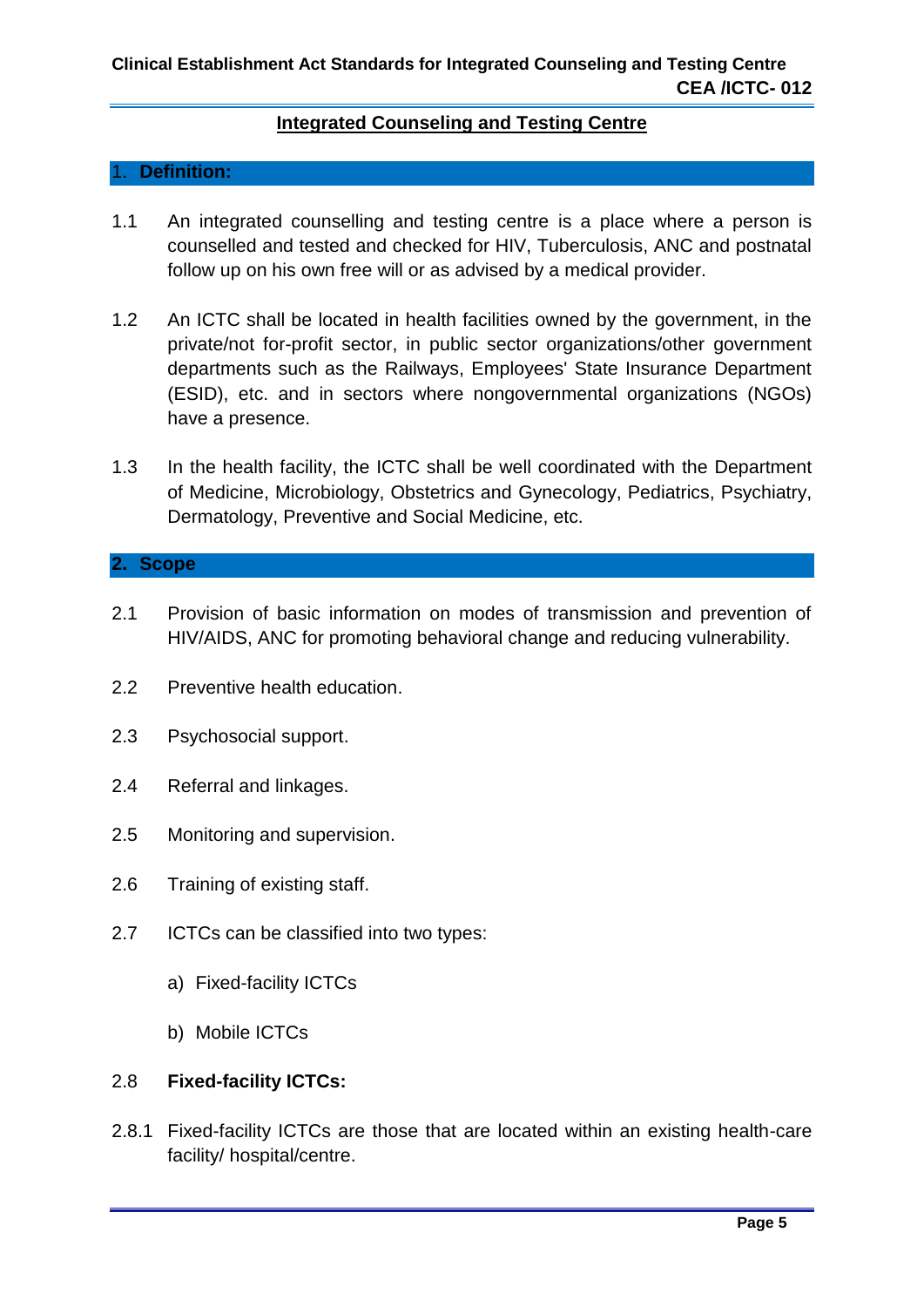# Integrated Counseling and Testing Centre

## 1. Definition:

1.1 An integrated counselling and testing centre is a place where a person is counselled and tested and checked for HIV, Tuberculosis, ANC and postnatal follow up on his own free will or as advised by a medical provider.

1.2 An ICTC shall be located in health facilities owned by the government, in the private/not for-profit sector, in public sector organizations/other government departments such as the Railways, Employees' State Insurance Department (ESID), etc. and in sectors where nongovernmental organizations (NGOs) have a presence.

1.3 In the health facility, the ICTC shall be well coordinated with the Department of Medicine, Microbiology, Obstetrics and Gynecology, Pediatrics, Psychiatry, Dermatology, Preventive and Social Medicine, etc.

## 2. Scope

2.1 Provision of basic information on modes of transmission and prevention of HIV/AIDS, ANC for promoting behavioral change and reducing vulnerability.

2.2 Preventive health education.

2.3 Psychosocial support.

2.4 Referral and linkages.

2.5 Monitoring and supervision.

2.6 Training of existing staff.

2.7 ICTCs can be classified into two types:

a) Fixed-facility ICTCs

b) Mobile ICTCs

2.8 **Fixed-facility ICTCs:**

2.8.1 Fixed-facility ICTCs are those that are located within an existing health-care facility/ hospital/centre.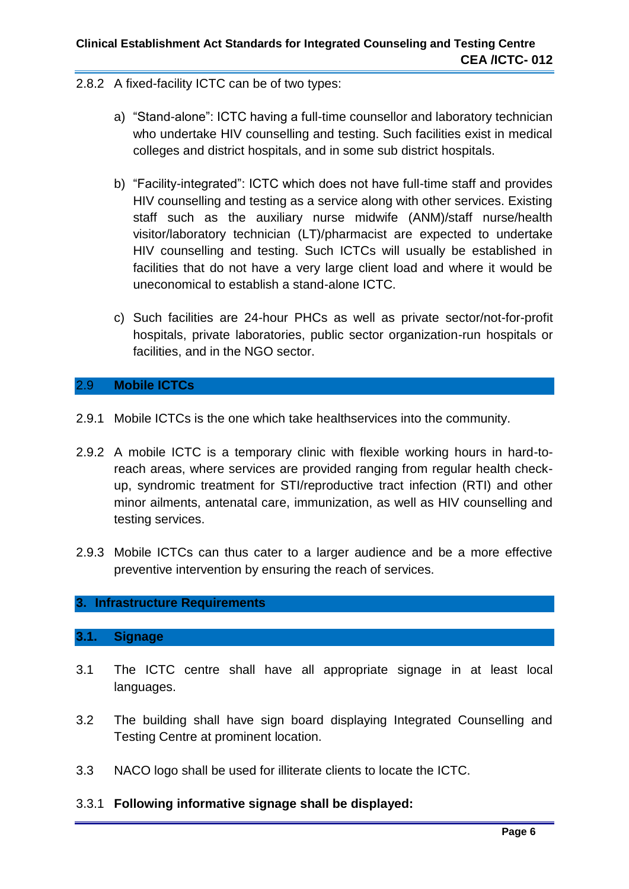2.8.2 A fixed-facility ICTC can be of two types:

a) "Stand-alone": ICTC having a full-time counsellor and laboratory technician who undertake HIV counselling and testing. Such facilities exist in medical colleges and district hospitals, and in some sub district hospitals.

b) "Facility-integrated": ICTC which does not have full-time staff and provides HIV counselling and testing as a service along with other services. Existing staff such as the auxiliary nurse midwife (ANM)/staff nurse/health visitor/laboratory technician (LT)/pharmacist are expected to undertake HIV counselling and testing. Such ICTCs will usually be established in facilities that do not have a very large client load and where it would be uneconomical to establish a stand-alone ICTC.

c) Such facilities are 24-hour PHCs as well as private sector/not-for-profit hospitals, private laboratories, public sector organization-run hospitals or facilities, and in the NGO sector.

## 2.9 Mobile ICTCs

2.9.1 Mobile ICTCs is the one which take healthservices into the community.

2.9.2 A mobile ICTC is a temporary clinic with flexible working hours in hard-to-reach areas, where services are provided ranging from regular health check-up, syndromic treatment for STI/reproductive tract infection (RTI) and other minor ailments, antenatal care, immunization, as well as HIV counselling and testing services.

2.9.3 Mobile ICTCs can thus cater to a larger audience and be a more effective preventive intervention by ensuring the reach of services.

# 3. Infrastructure Requirements

## 3.1. Signage

3.1 The ICTC centre shall have all appropriate signage in at least local languages.

3.2 The building shall have sign board displaying Integrated Counselling and Testing Centre at prominent location.

3.3 NACO logo shall be used for illiterate clients to locate the ICTC.

3.3.1 **Following informative signage shall be displayed:**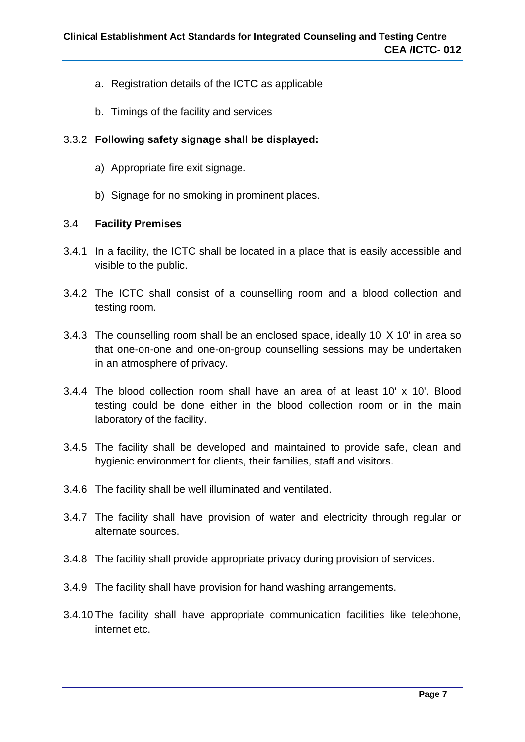a. Registration details of the ICTC as applicable

b. Timings of the facility and services

3.3.2 **Following safety signage shall be displayed:**

a) Appropriate fire exit signage.

b) Signage for no smoking in prominent places.

### 3.4 Facility Premises

3.4.1 In a facility, the ICTC shall be located in a place that is easily accessible and visible to the public.

3.4.2 The ICTC shall consist of a counselling room and a blood collection and testing room.

3.4.3 The counselling room shall be an enclosed space, ideally 10' X 10' in area so that one-on-one and one-on-group counselling sessions may be undertaken in an atmosphere of privacy.

3.4.4 The blood collection room shall have an area of at least 10' x 10'. Blood testing could be done either in the blood collection room or in the main laboratory of the facility.

3.4.5 The facility shall be developed and maintained to provide safe, clean and hygienic environment for clients, their families, staff and visitors.

3.4.6 The facility shall be well illuminated and ventilated.

3.4.7 The facility shall have provision of water and electricity through regular or alternate sources.

3.4.8 The facility shall provide appropriate privacy during provision of services.

3.4.9 The facility shall have provision for hand washing arrangements.

3.4.10 The facility shall have appropriate communication facilities like telephone, internet etc.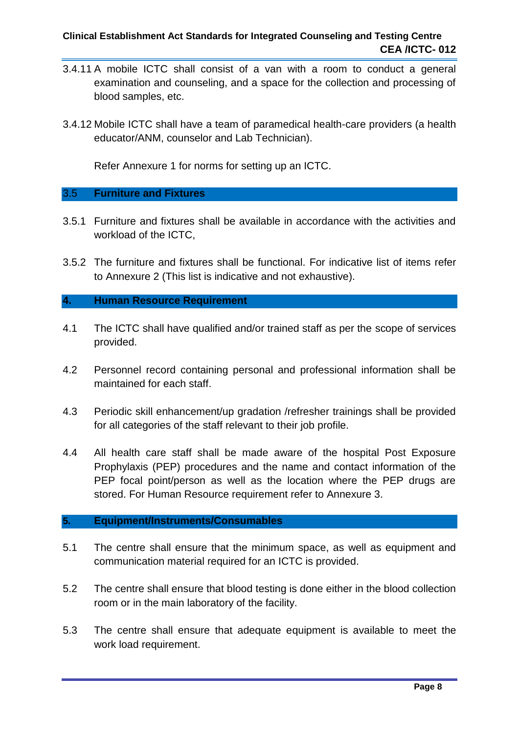3.4.11 A mobile ICTC shall consist of a van with a room to conduct a general examination and counseling, and a space for the collection and processing of blood samples, etc.

3.4.12 Mobile ICTC shall have a team of paramedical health-care providers (a health educator/ANM, counselor and Lab Technician).

Refer Annexure 1 for norms for setting up an ICTC.

## 3.5 Furniture and Fixtures

3.5.1 Furniture and fixtures shall be available in accordance with the activities and workload of the ICTC,

3.5.2 The furniture and fixtures shall be functional. For indicative list of items refer to Annexure 2 (This list is indicative and not exhaustive).

## 4. Human Resource Requirement

4.1 The ICTC shall have qualified and/or trained staff as per the scope of services provided.

4.2 Personnel record containing personal and professional information shall be maintained for each staff.

4.3 Periodic skill enhancement/up gradation /refresher trainings shall be provided for all categories of the staff relevant to their job profile.

4.4 All health care staff shall be made aware of the hospital Post Exposure Prophylaxis (PEP) procedures and the name and contact information of the PEP focal point/person as well as the location where the PEP drugs are stored. For Human Resource requirement refer to Annexure 3.

## 5. Equipment/Instruments/Consumables

5.1 The centre shall ensure that the minimum space, as well as equipment and communication material required for an ICTC is provided.

5.2 The centre shall ensure that blood testing is done either in the blood collection room or in the main laboratory of the facility.

5.3 The centre shall ensure that adequate equipment is available to meet the work load requirement.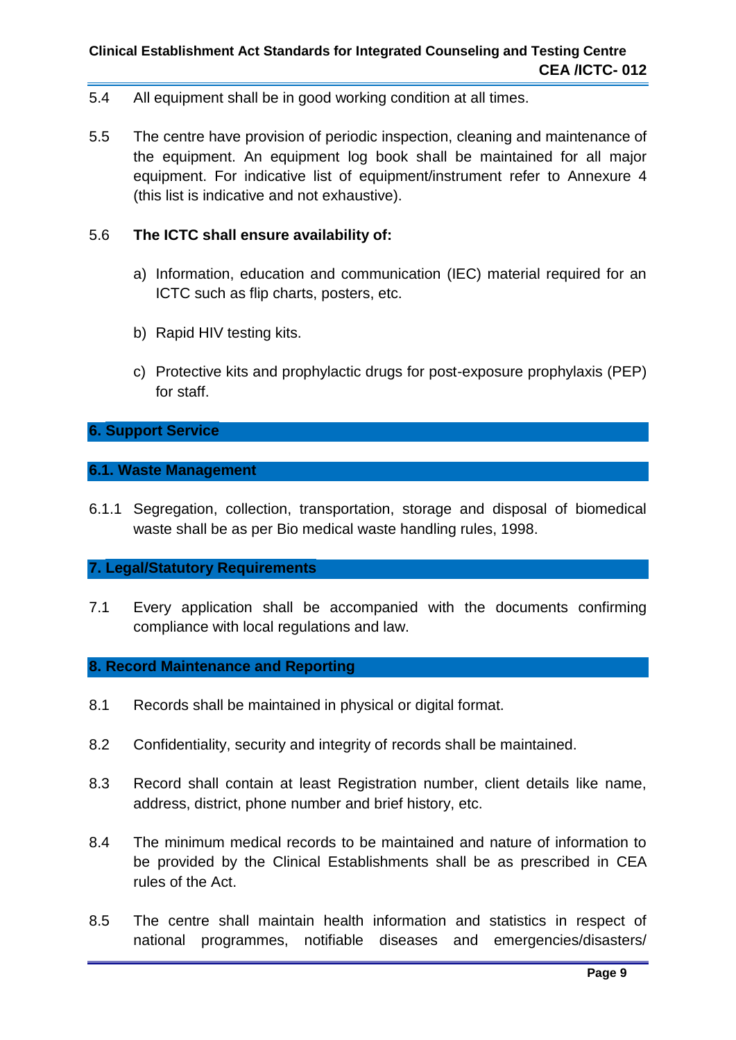5.4 All equipment shall be in good working condition at all times.

5.5 The centre have provision of periodic inspection, cleaning and maintenance of the equipment. An equipment log book shall be maintained for all major equipment. For indicative list of equipment/instrument refer to Annexure 4 (this list is indicative and not exhaustive).

5.6 **The ICTC shall ensure availability of:**

a) Information, education and communication (IEC) material required for an ICTC such as flip charts, posters, etc.

b) Rapid HIV testing kits.

c) Protective kits and prophylactic drugs for post-exposure prophylaxis (PEP) for staff.

## 6. Support Service

### 6.1. Waste Management

6.1.1 Segregation, collection, transportation, storage and disposal of biomedical waste shall be as per Bio medical waste handling rules, 1998.

## 7. Legal/Statutory Requirements

7.1 Every application shall be accompanied with the documents confirming compliance with local regulations and law.

## 8. Record Maintenance and Reporting

8.1 Records shall be maintained in physical or digital format.

8.2 Confidentiality, security and integrity of records shall be maintained.

8.3 Record shall contain at least Registration number, client details like name, address, district, phone number and brief history, etc.

8.4 The minimum medical records to be maintained and nature of information to be provided by the Clinical Establishments shall be as prescribed in CEA rules of the Act.

8.5 The centre shall maintain health information and statistics in respect of national programmes, notifiable diseases and emergencies/disasters/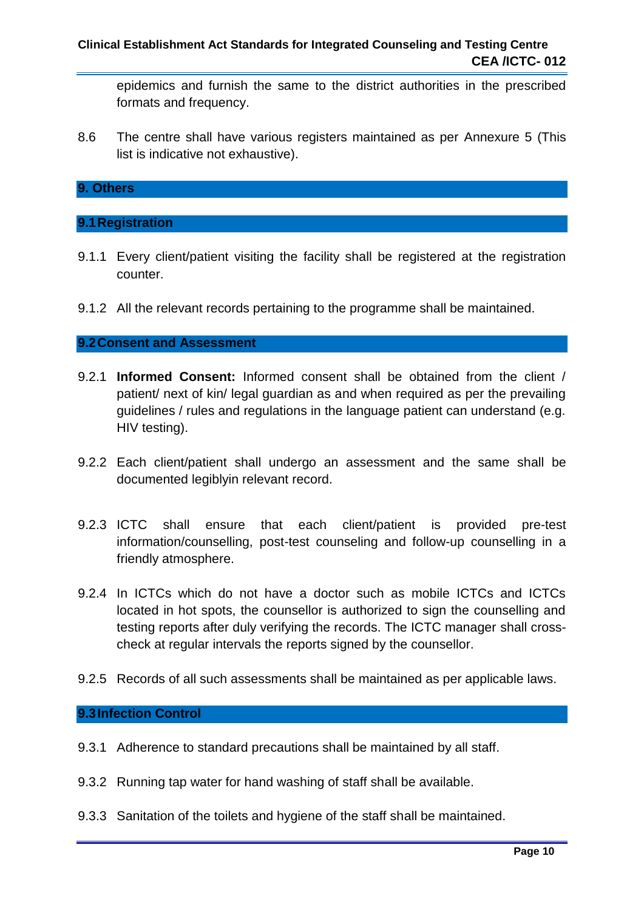epidemics and furnish the same to the district authorities in the prescribed formats and frequency.

8.6 The centre shall have various registers maintained as per Annexure 5 (This list is indicative not exhaustive).

## 9. Others

### 9.1 Registration

9.1.1 Every client/patient visiting the facility shall be registered at the registration counter.

9.1.2 All the relevant records pertaining to the programme shall be maintained.

### 9.2 Consent and Assessment

9.2.1 **Informed Consent:** Informed consent shall be obtained from the client / patient/ next of kin/ legal guardian as and when required as per the prevailing guidelines / rules and regulations in the language patient can understand (e.g. HIV testing).

9.2.2 Each client/patient shall undergo an assessment and the same shall be documented legiblyin relevant record.

9.2.3 ICTC shall ensure that each client/patient is provided pre-test information/counselling, post-test counseling and follow-up counselling in a friendly atmosphere.

9.2.4 In ICTCs which do not have a doctor such as mobile ICTCs and ICTCs located in hot spots, the counsellor is authorized to sign the counselling and testing reports after duly verifying the records. The ICTC manager shall cross-check at regular intervals the reports signed by the counsellor.

9.2.5 Records of all such assessments shall be maintained as per applicable laws.

### 9.3 Infection Control

9.3.1 Adherence to standard precautions shall be maintained by all staff.

9.3.2 Running tap water for hand washing of staff shall be available.

9.3.3 Sanitation of the toilets and hygiene of the staff shall be maintained.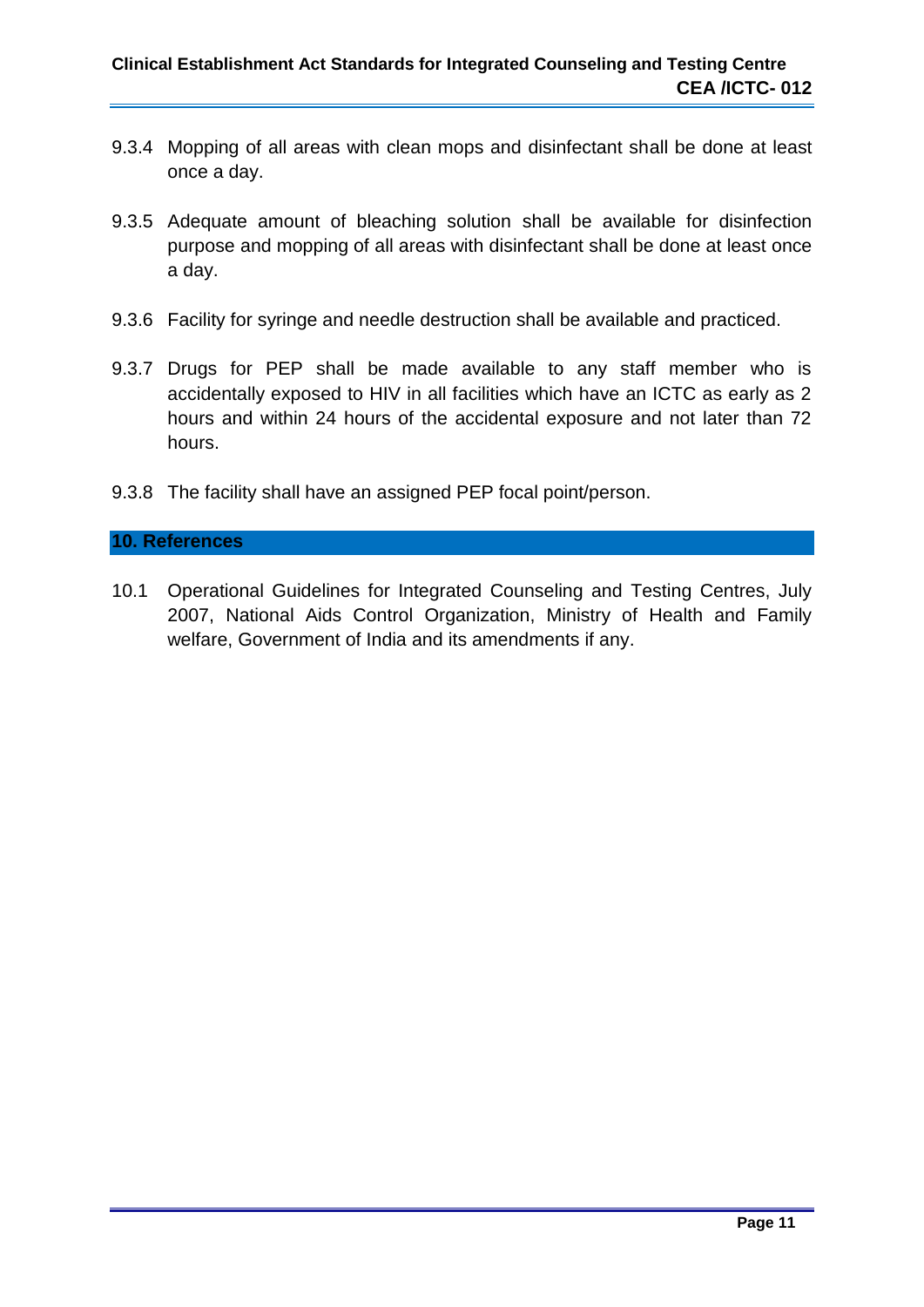9.3.4 Mopping of all areas with clean mops and disinfectant shall be done at least once a day.

9.3.5 Adequate amount of bleaching solution shall be available for disinfection purpose and mopping of all areas with disinfectant shall be done at least once a day.

9.3.6 Facility for syringe and needle destruction shall be available and practiced.

9.3.7 Drugs for PEP shall be made available to any staff member who is accidentally exposed to HIV in all facilities which have an ICTC as early as 2 hours and within 24 hours of the accidental exposure and not later than 72 hours.

9.3.8 The facility shall have an assigned PEP focal point/person.

## 10. References

10.1 Operational Guidelines for Integrated Counseling and Testing Centres, July 2007, National Aids Control Organization, Ministry of Health and Family welfare, Government of India and its amendments if any.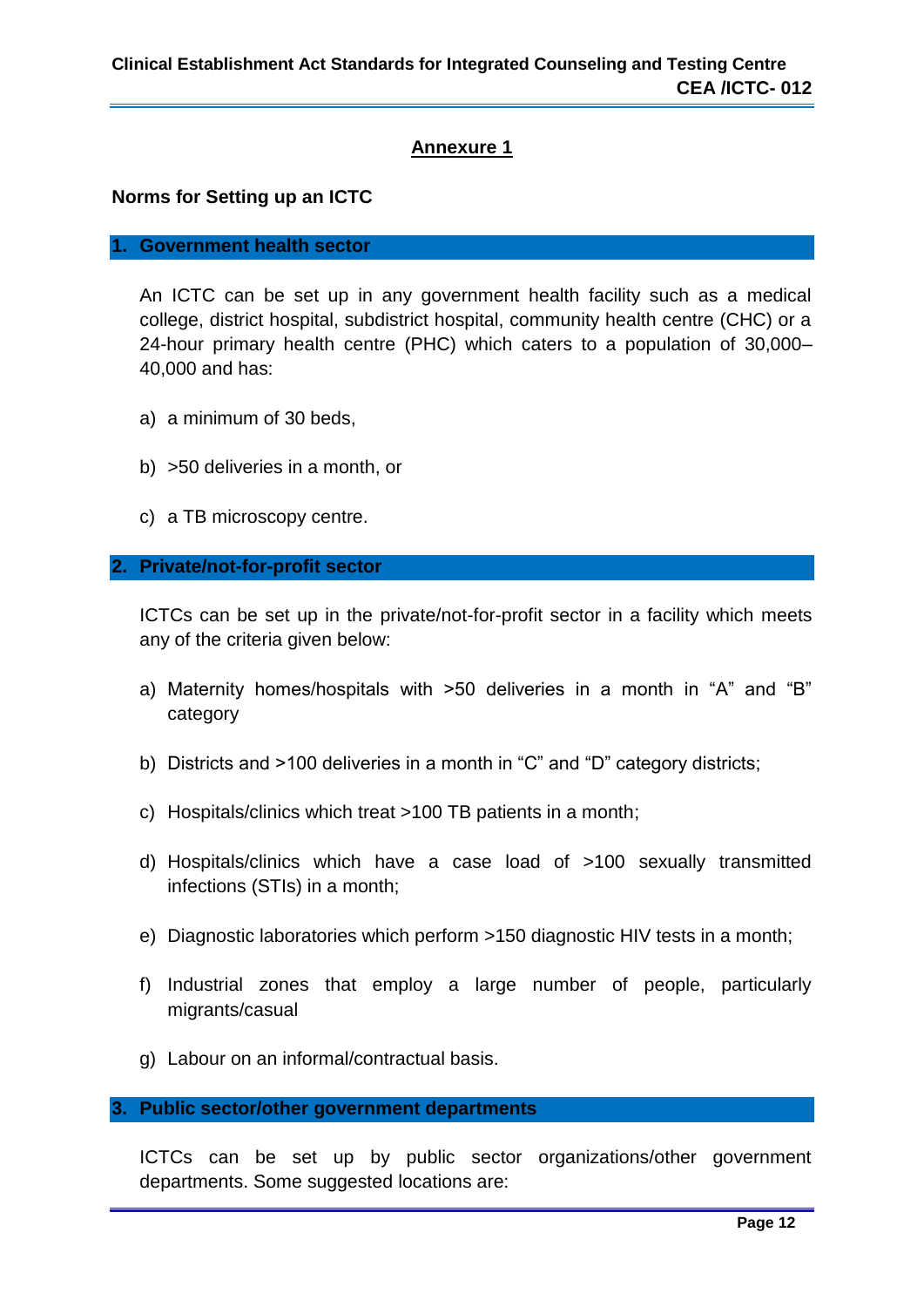## Annexure 1

**Norms for Setting up an ICTC**

### 1. Government health sector

An ICTC can be set up in any government health facility such as a medical college, district hospital, subdistrict hospital, community health centre (CHC) or a 24-hour primary health centre (PHC) which caters to a population of 30,000–40,000 and has:

a) a minimum of 30 beds,

b) >50 deliveries in a month, or

c) a TB microscopy centre.

### 2. Private/not-for-profit sector

ICTCs can be set up in the private/not-for-profit sector in a facility which meets any of the criteria given below:

a) Maternity homes/hospitals with >50 deliveries in a month in "A" and "B" category

b) Districts and >100 deliveries in a month in "C" and "D" category districts;

c) Hospitals/clinics which treat >100 TB patients in a month;

d) Hospitals/clinics which have a case load of >100 sexually transmitted infections (STIs) in a month;

e) Diagnostic laboratories which perform >150 diagnostic HIV tests in a month;

f) Industrial zones that employ a large number of people, particularly migrants/casual

g) Labour on an informal/contractual basis.

### 3. Public sector/other government departments

ICTCs can be set up by public sector organizations/other government departments. Some suggested locations are: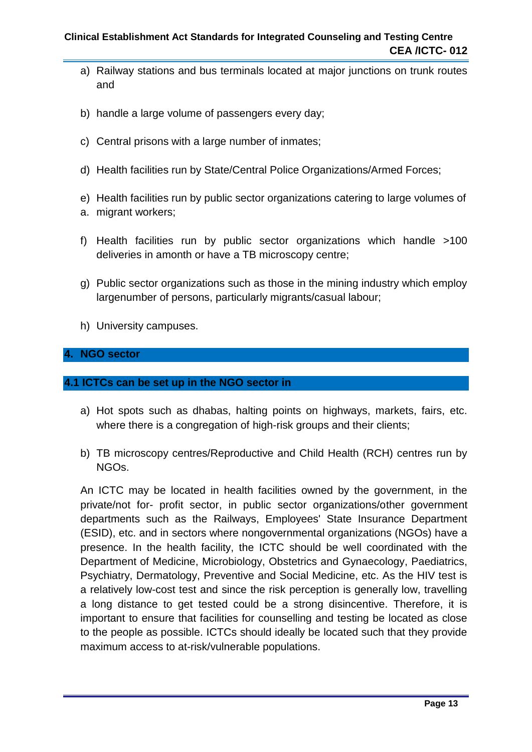a) Railway stations and bus terminals located at major junctions on trunk routes and

b) handle a large volume of passengers every day;

c) Central prisons with a large number of inmates;

d) Health facilities run by State/Central Police Organizations/Armed Forces;

e) Health facilities run by public sector organizations catering to large volumes of
a. migrant workers;

f) Health facilities run by public sector organizations which handle >100 deliveries in amonth or have a TB microscopy centre;

g) Public sector organizations such as those in the mining industry which employ largenumber of persons, particularly migrants/casual labour;

h) University campuses.

## 4. NGO sector

### 4.1 ICTCs can be set up in the NGO sector in

a) Hot spots such as dhabas, halting points on highways, markets, fairs, etc. where there is a congregation of high-risk groups and their clients;

b) TB microscopy centres/Reproductive and Child Health (RCH) centres run by NGOs.

An ICTC may be located in health facilities owned by the government, in the private/not for- profit sector, in public sector organizations/other government departments such as the Railways, Employees' State Insurance Department (ESID), etc. and in sectors where nongovernmental organizations (NGOs) have a presence. In the health facility, the ICTC should be well coordinated with the Department of Medicine, Microbiology, Obstetrics and Gynaecology, Paediatrics, Psychiatry, Dermatology, Preventive and Social Medicine, etc. As the HIV test is a relatively low-cost test and since the risk perception is generally low, travelling a long distance to get tested could be a strong disincentive. Therefore, it is important to ensure that facilities for counselling and testing be located as close to the people as possible. ICTCs should ideally be located such that they provide maximum access to at-risk/vulnerable populations.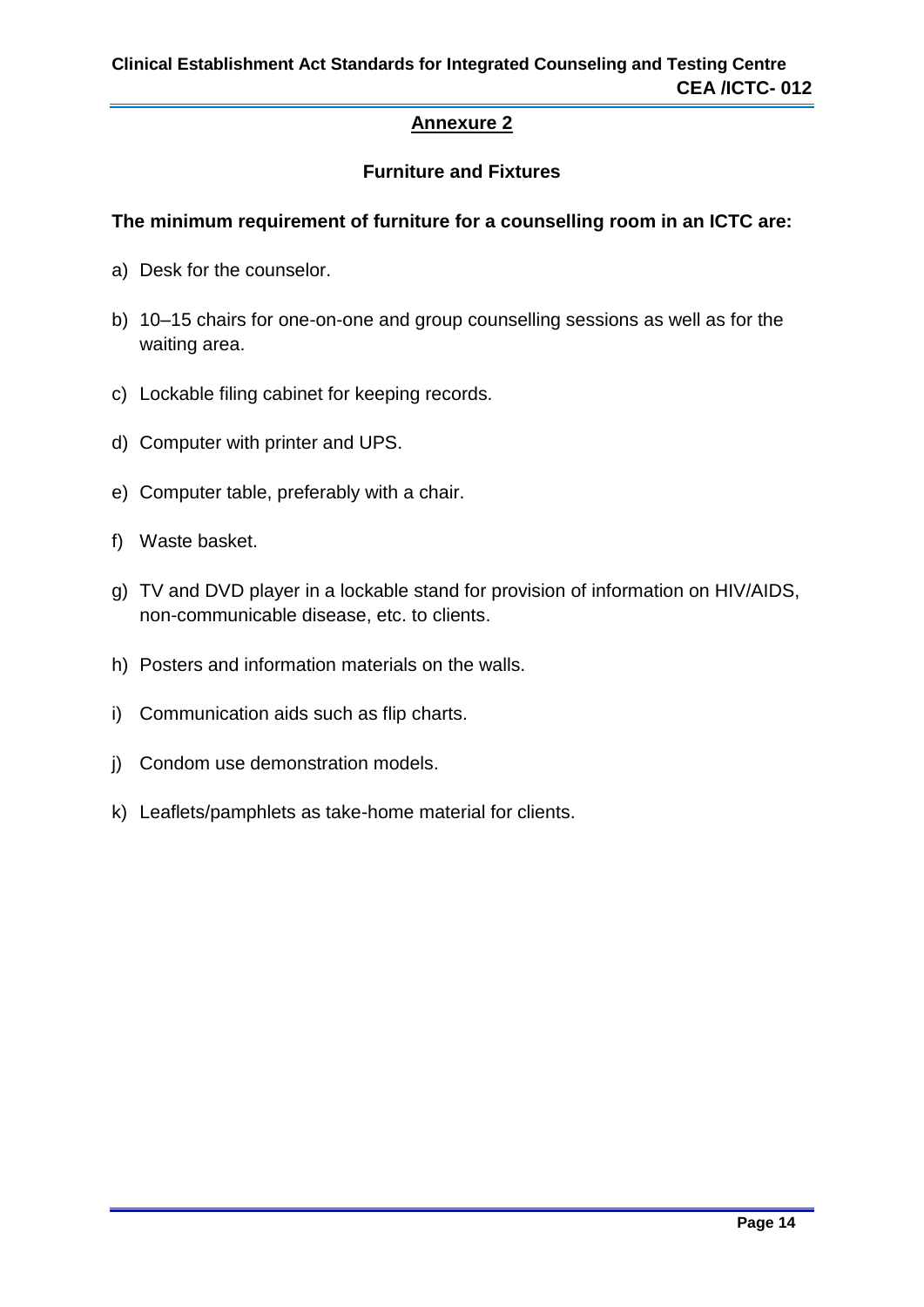## Annexure 2

### Furniture and Fixtures

**The minimum requirement of furniture for a counselling room in an ICTC are:**

a) Desk for the counselor.

b) 10–15 chairs for one-on-one and group counselling sessions as well as for the waiting area.

c) Lockable filing cabinet for keeping records.

d) Computer with printer and UPS.

e) Computer table, preferably with a chair.

f) Waste basket.

g) TV and DVD player in a lockable stand for provision of information on HIV/AIDS, non-communicable disease, etc. to clients.

h) Posters and information materials on the walls.

i) Communication aids such as flip charts.

j) Condom use demonstration models.

k) Leaflets/pamphlets as take-home material for clients.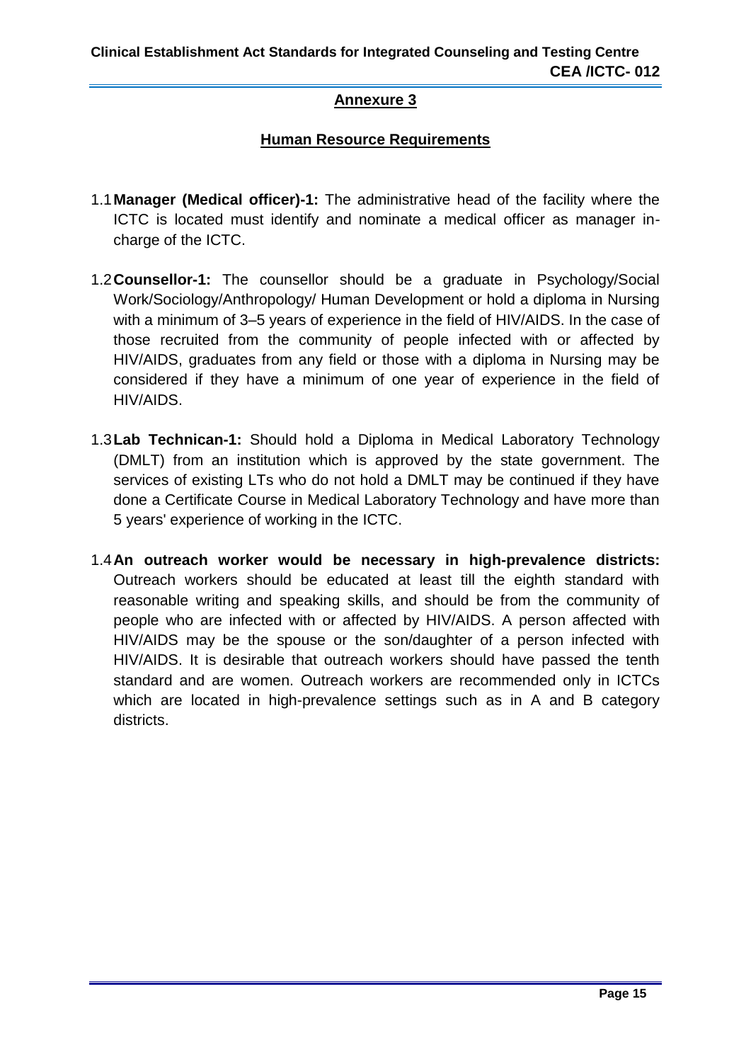## Annexure 3

## Human Resource Requirements

1.1 **Manager (Medical officer)-1:** The administrative head of the facility where the ICTC is located must identify and nominate a medical officer as manager in-charge of the ICTC.

1.2 **Counsellor-1:** The counsellor should be a graduate in Psychology/Social Work/Sociology/Anthropology/ Human Development or hold a diploma in Nursing with a minimum of 3–5 years of experience in the field of HIV/AIDS. In the case of those recruited from the community of people infected with or affected by HIV/AIDS, graduates from any field or those with a diploma in Nursing may be considered if they have a minimum of one year of experience in the field of HIV/AIDS.

1.3 **Lab Technican-1:** Should hold a Diploma in Medical Laboratory Technology (DMLT) from an institution which is approved by the state government. The services of existing LTs who do not hold a DMLT may be continued if they have done a Certificate Course in Medical Laboratory Technology and have more than 5 years' experience of working in the ICTC.

1.4 **An outreach worker would be necessary in high-prevalence districts:** Outreach workers should be educated at least till the eighth standard with reasonable writing and speaking skills, and should be from the community of people who are infected with or affected by HIV/AIDS. A person affected with HIV/AIDS may be the spouse or the son/daughter of a person infected with HIV/AIDS. It is desirable that outreach workers should have passed the tenth standard and are women. Outreach workers are recommended only in ICTCs which are located in high-prevalence settings such as in A and B category districts.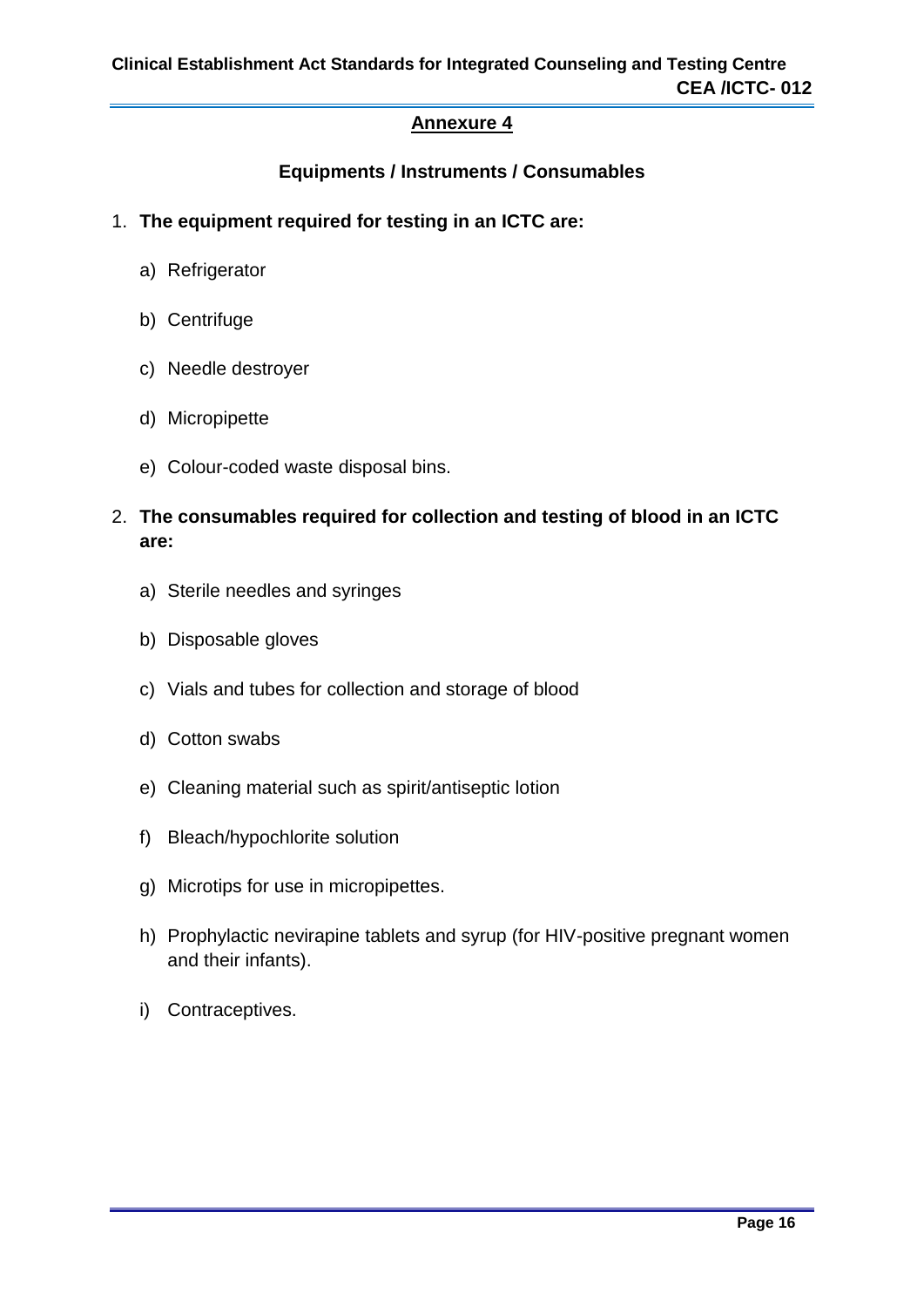## Annexure 4

### Equipments / Instruments / Consumables

1. **The equipment required for testing in an ICTC are:**

   a) Refrigerator

   b) Centrifuge

   c) Needle destroyer

   d) Micropipette

   e) Colour-coded waste disposal bins.

2. **The consumables required for collection and testing of blood in an ICTC are:**

   a) Sterile needles and syringes

   b) Disposable gloves

   c) Vials and tubes for collection and storage of blood

   d) Cotton swabs

   e) Cleaning material such as spirit/antiseptic lotion

   f) Bleach/hypochlorite solution

   g) Microtips for use in micropipettes.

   h) Prophylactic nevirapine tablets and syrup (for HIV-positive pregnant women and their infants).

   i) Contraceptives.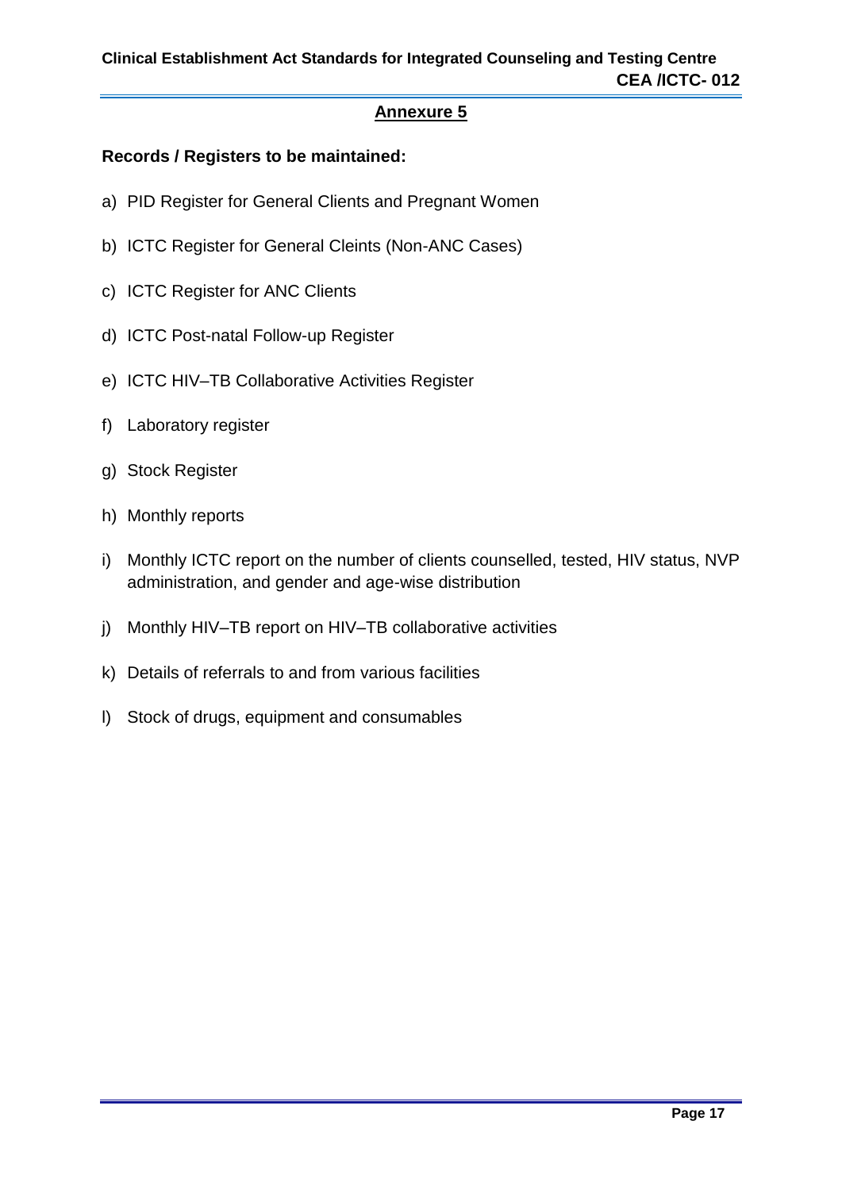## Annexure 5

**Records / Registers to be maintained:**

a) PID Register for General Clients and Pregnant Women

b) ICTC Register for General Cleints (Non-ANC Cases)

c) ICTC Register for ANC Clients

d) ICTC Post-natal Follow-up Register

e) ICTC HIV–TB Collaborative Activities Register

f) Laboratory register

g) Stock Register

h) Monthly reports

i) Monthly ICTC report on the number of clients counselled, tested, HIV status, NVP administration, and gender and age-wise distribution

j) Monthly HIV–TB report on HIV–TB collaborative activities

k) Details of referrals to and from various facilities

l) Stock of drugs, equipment and consumables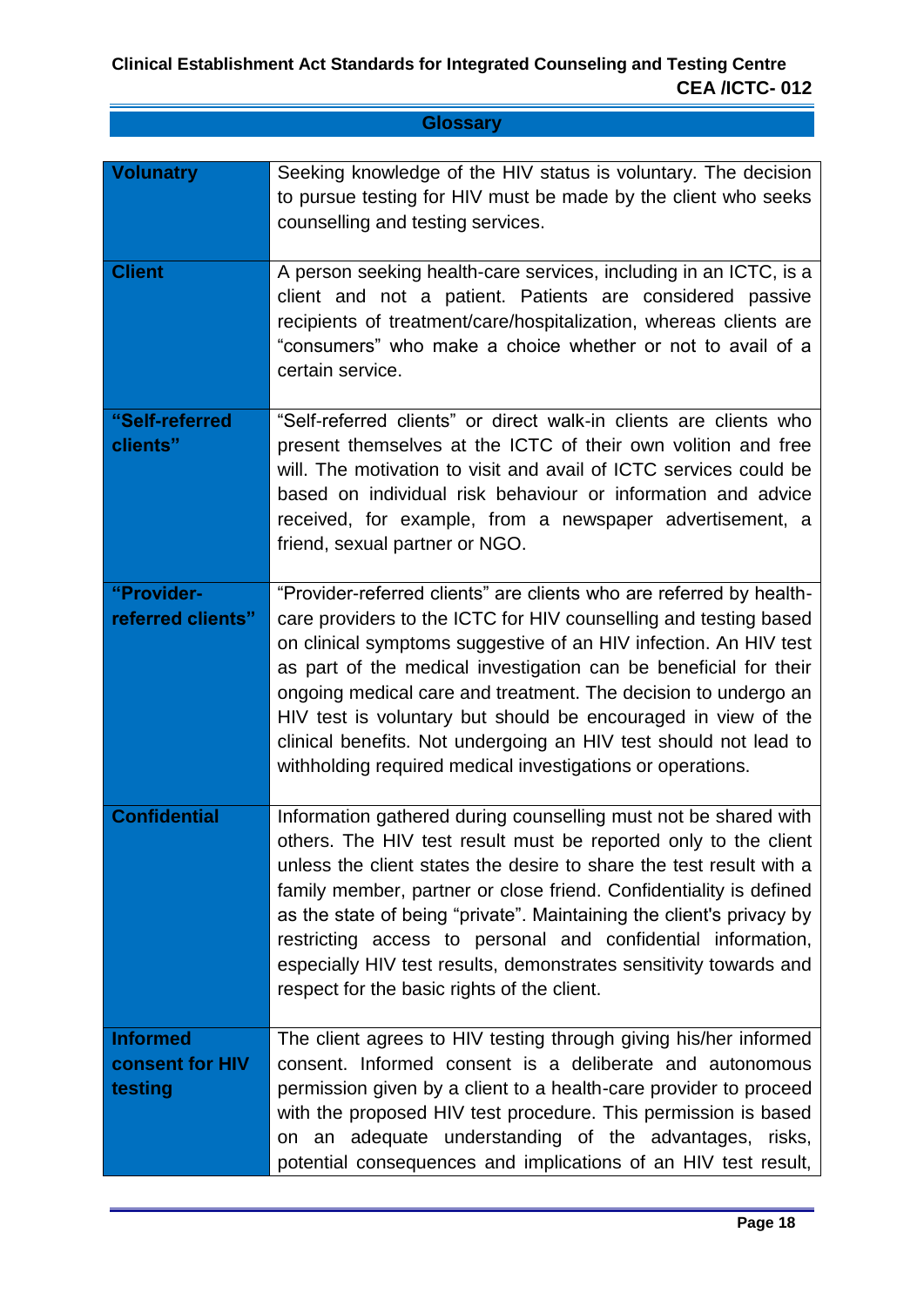## Glossary

| | |
|---|---|
| **Volunatry** | Seeking knowledge of the HIV status is voluntary. The decision to pursue testing for HIV must be made by the client who seeks counselling and testing services. |
| **Client** | A person seeking health-care services, including in an ICTC, is a client and not a patient. Patients are considered passive recipients of treatment/care/hospitalization, whereas clients are "consumers" who make a choice whether or not to avail of a certain service. |
| **"Self-referred clients"** | "Self-referred clients" or direct walk-in clients are clients who present themselves at the ICTC of their own volition and free will. The motivation to visit and avail of ICTC services could be based on individual risk behaviour or information and advice received, for example, from a newspaper advertisement, a friend, sexual partner or NGO. |
| **"Provider-referred clients"** | "Provider-referred clients" are clients who are referred by health-care providers to the ICTC for HIV counselling and testing based on clinical symptoms suggestive of an HIV infection. An HIV test as part of the medical investigation can be beneficial for their ongoing medical care and treatment. The decision to undergo an HIV test is voluntary but should be encouraged in view of the clinical benefits. Not undergoing an HIV test should not lead to withholding required medical investigations or operations. |
| **Confidential** | Information gathered during counselling must not be shared with others. The HIV test result must be reported only to the client unless the client states the desire to share the test result with a family member, partner or close friend. Confidentiality is defined as the state of being "private". Maintaining the client's privacy by restricting access to personal and confidential information, especially HIV test results, demonstrates sensitivity towards and respect for the basic rights of the client. |
| **Informed consent for HIV testing** | The client agrees to HIV testing through giving his/her informed consent. Informed consent is a deliberate and autonomous permission given by a client to a health-care provider to proceed with the proposed HIV test procedure. This permission is based on an adequate understanding of the advantages, risks, potential consequences and implications of an HIV test result, |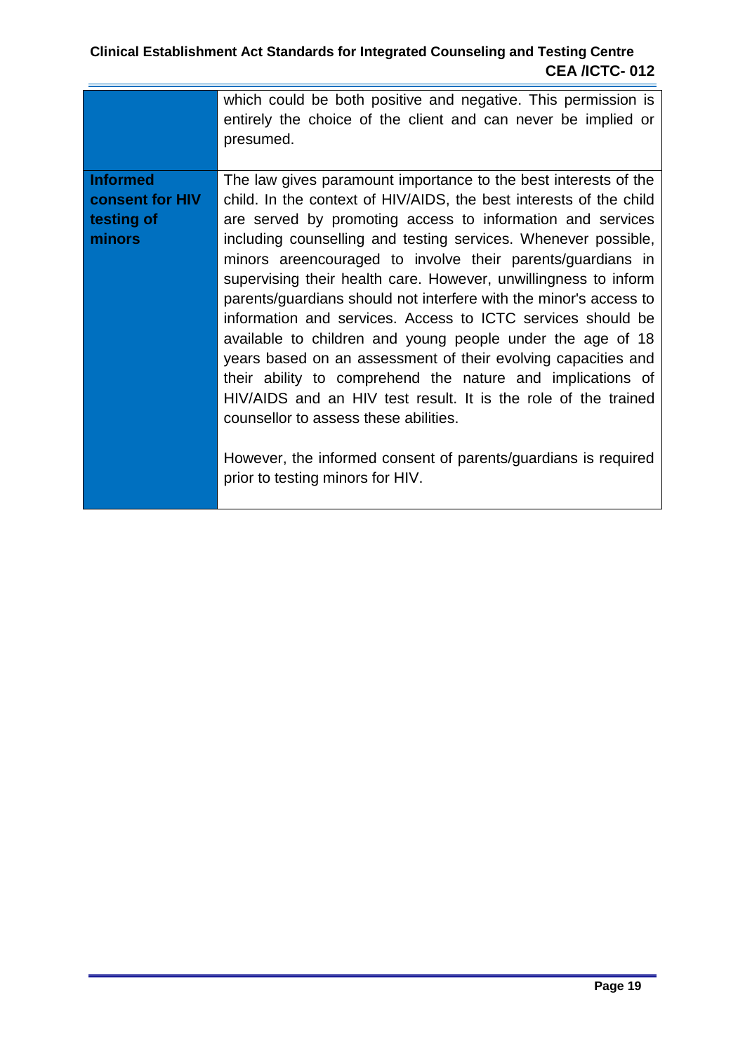| | |
|---|---|
| | which could be both positive and negative. This permission is entirely the choice of the client and can never be implied or presumed. |
| **Informed consent for HIV testing of minors** | The law gives paramount importance to the best interests of the child. In the context of HIV/AIDS, the best interests of the child are served by promoting access to information and services including counselling and testing services. Whenever possible, minors areencouraged to involve their parents/guardians in supervising their health care. However, unwillingness to inform parents/guardians should not interfere with the minor's access to information and services. Access to ICTC services should be available to children and young people under the age of 18 years based on an assessment of their evolving capacities and their ability to comprehend the nature and implications of HIV/AIDS and an HIV test result. It is the role of the trained counsellor to assess these abilities.<br><br>However, the informed consent of parents/guardians is required prior to testing minors for HIV. |